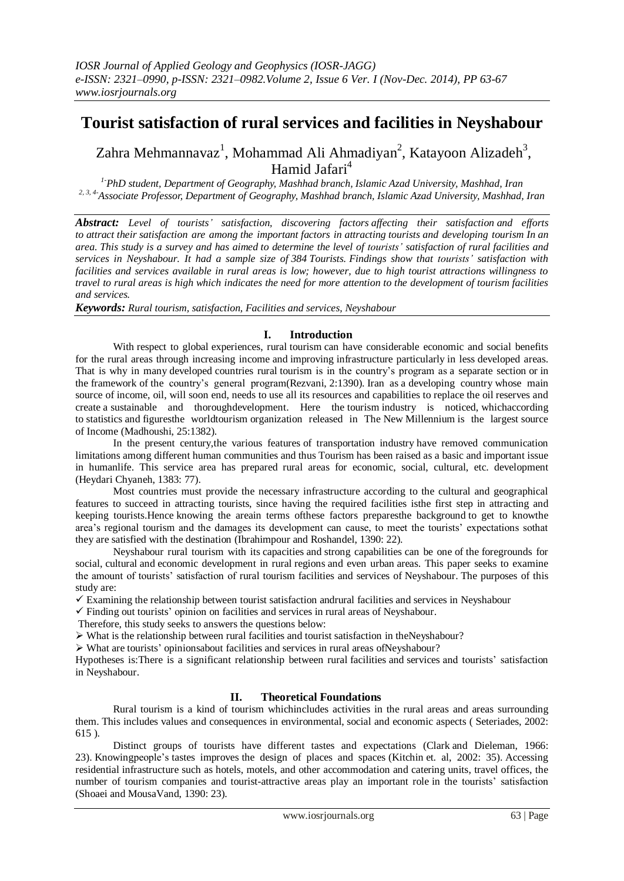# Tourist satisfaction of rural services and facilities in Neyshabour

Zahra Mehmannavaz[1], Mohammad Ali Ahmadiyan[2], Katayoon Alizadeh[3], Hamid Jafari[4]

[1-]PhD student, Department of Geography, Mashhad branch, Islamic Azad University, Mashhad, Iran

[2, 3, 4-]Associate Professor, Department of Geography, Mashhad branch, Islamic Azad University, Mashhad, Iran

***Abstract:*** *Level of tourists' satisfaction, discovering factors affecting their satisfaction and efforts to attract their satisfaction are among the important factors in attracting tourists and developing tourism In an area. This study is a survey and has aimed to determine the level of tourists' satisfaction of rural facilities and services in Neyshabour. It had a sample size of 384 Tourists. Findings show that tourists' satisfaction with facilities and services available in rural areas is low; however, due to high tourist attractions willingness to travel to rural areas is high which indicates the need for more attention to the development of tourism facilities and services.*

***Keywords:*** *Rural tourism, satisfaction, Facilities and services, Neyshabour*

## I. Introduction

With respect to global experiences, rural tourism can have considerable economic and social benefits for the rural areas through increasing income and improving infrastructure particularly in less developed areas. That is why in many developed countries rural tourism is in the country's program as a separate section or in the framework of the country's general program(Rezvani, 2:1390). Iran as a developing country whose main source of income, oil, will soon end, needs to use all its resources and capabilities to replace the oil reserves and create a sustainable and thoroughdevelopment. Here the tourism industry is noticed, whichaccording to statistics and figuresthe worldtourism organization released in The New Millennium is the largest source of Income (Madhoushi, 25:1382).

In the present century,the various features of transportation industry have removed communication limitations among different human communities and thus Tourism has been raised as a basic and important issue in humanlife. This service area has prepared rural areas for economic, social, cultural, etc. development (Heydari Chyaneh, 1383: 77).

Most countries must provide the necessary infrastructure according to the cultural and geographical features to succeed in attracting tourists, since having the required facilities isthe first step in attracting and keeping tourists.Hence knowing the areain terms ofthese factors preparesthe background to get to knowthe area's regional tourism and the damages its development can cause, to meet the tourists' expectations sothat they are satisfied with the destination (Ibrahimpour and Roshandel, 1390: 22).

Neyshabour rural tourism with its capacities and strong capabilities can be one of the foregrounds for social, cultural and economic development in rural regions and even urban areas. This paper seeks to examine the amount of tourists' satisfaction of rural tourism facilities and services of Neyshabour. The purposes of this study are:

- ✓ Examining the relationship between tourist satisfaction andrural facilities and services in Neyshabour
- ✓ Finding out tourists' opinion on facilities and services in rural areas of Neyshabour.

Therefore, this study seeks to answers the questions below:

- ➢ What is the relationship between rural facilities and tourist satisfaction in theNeyshabour?
- ➢ What are tourists' opinionsabout facilities and services in rural areas ofNeyshabour?

Hypotheses is:There is a significant relationship between rural facilities and services and tourists' satisfaction in Neyshabour.

## II. Theoretical Foundations

Rural tourism is a kind of tourism whichincludes activities in the rural areas and areas surrounding them. This includes values and consequences in environmental, social and economic aspects ( Seteriades, 2002: 615 ).

Distinct groups of tourists have different tastes and expectations (Clark and Dieleman, 1966: 23). Knowingpeople's tastes improves the design of places and spaces (Kitchin et. al, 2002: 35). Accessing residential infrastructure such as hotels, motels, and other accommodation and catering units, travel offices, the number of tourism companies and tourist-attractive areas play an important role in the tourists' satisfaction (Shoaei and MousaVand, 1390: 23).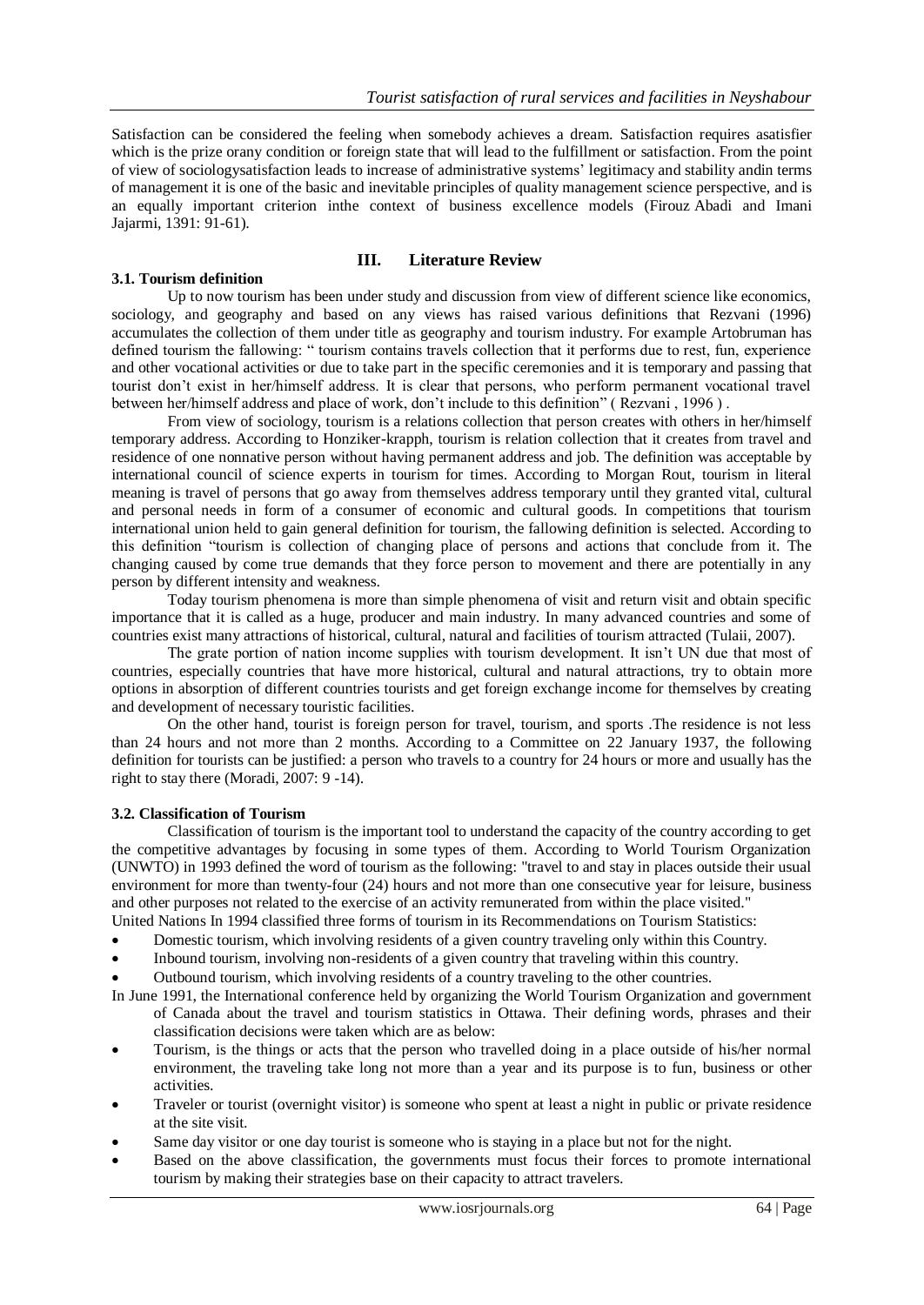Satisfaction can be considered the feeling when somebody achieves a dream. Satisfaction requires asatisfier which is the prize orany condition or foreign state that will lead to the fulfillment or satisfaction. From the point of view of sociologysatisfaction leads to increase of administrative systems' legitimacy and stability andin terms of management it is one of the basic and inevitable principles of quality management science perspective, and is an equally important criterion inthe context of business excellence models (Firouz Abadi and Imani Jajarmi, 1391: 91-61).

## III. Literature Review

### 3.1. Tourism definition

Up to now tourism has been under study and discussion from view of different science like economics, sociology, and geography and based on any views has raised various definitions that Rezvani (1996) accumulates the collection of them under title as geography and tourism industry. For example Artobruman has defined tourism the fallowing: " tourism contains travels collection that it performs due to rest, fun, experience and other vocational activities or due to take part in the specific ceremonies and it is temporary and passing that tourist don't exist in her/himself address. It is clear that persons, who perform permanent vocational travel between her/himself address and place of work, don't include to this definition" ( Rezvani , 1996 ) .

From view of sociology, tourism is a relations collection that person creates with others in her/himself temporary address. According to Honziker-krapph, tourism is relation collection that it creates from travel and residence of one nonnative person without having permanent address and job. The definition was acceptable by international council of science experts in tourism for times. According to Morgan Rout, tourism in literal meaning is travel of persons that go away from themselves address temporary until they granted vital, cultural and personal needs in form of a consumer of economic and cultural goods. In competitions that tourism international union held to gain general definition for tourism, the fallowing definition is selected. According to this definition "tourism is collection of changing place of persons and actions that conclude from it. The changing caused by come true demands that they force person to movement and there are potentially in any person by different intensity and weakness.

Today tourism phenomena is more than simple phenomena of visit and return visit and obtain specific importance that it is called as a huge, producer and main industry. In many advanced countries and some of countries exist many attractions of historical, cultural, natural and facilities of tourism attracted (Tulaii, 2007).

The grate portion of nation income supplies with tourism development. It isn't UN due that most of countries, especially countries that have more historical, cultural and natural attractions, try to obtain more options in absorption of different countries tourists and get foreign exchange income for themselves by creating and development of necessary touristic facilities.

On the other hand, tourist is foreign person for travel, tourism, and sports .The residence is not less than 24 hours and not more than 2 months. According to a Committee on 22 January 1937, the following definition for tourists can be justified: a person who travels to a country for 24 hours or more and usually has the right to stay there (Moradi, 2007: 9 -14).

### 3.2. Classification of Tourism

Classification of tourism is the important tool to understand the capacity of the country according to get the competitive advantages by focusing in some types of them. According to World Tourism Organization (UNWTO) in 1993 defined the word of tourism as the following: "travel to and stay in places outside their usual environment for more than twenty-four (24) hours and not more than one consecutive year for leisure, business and other purposes not related to the exercise of an activity remunerated from within the place visited."

United Nations In 1994 classified three forms of tourism in its Recommendations on Tourism Statistics:

- Domestic tourism, which involving residents of a given country traveling only within this Country.
- Inbound tourism, involving non-residents of a given country that traveling within this country.
- Outbound tourism, which involving residents of a country traveling to the other countries.

In June 1991, the International conference held by organizing the World Tourism Organization and government of Canada about the travel and tourism statistics in Ottawa. Their defining words, phrases and their classification decisions were taken which are as below:

- Tourism, is the things or acts that the person who travelled doing in a place outside of his/her normal environment, the traveling take long not more than a year and its purpose is to fun, business or other activities.
- Traveler or tourist (overnight visitor) is someone who spent at least a night in public or private residence at the site visit.
- Same day visitor or one day tourist is someone who is staying in a place but not for the night.
- Based on the above classification, the governments must focus their forces to promote international tourism by making their strategies base on their capacity to attract travelers.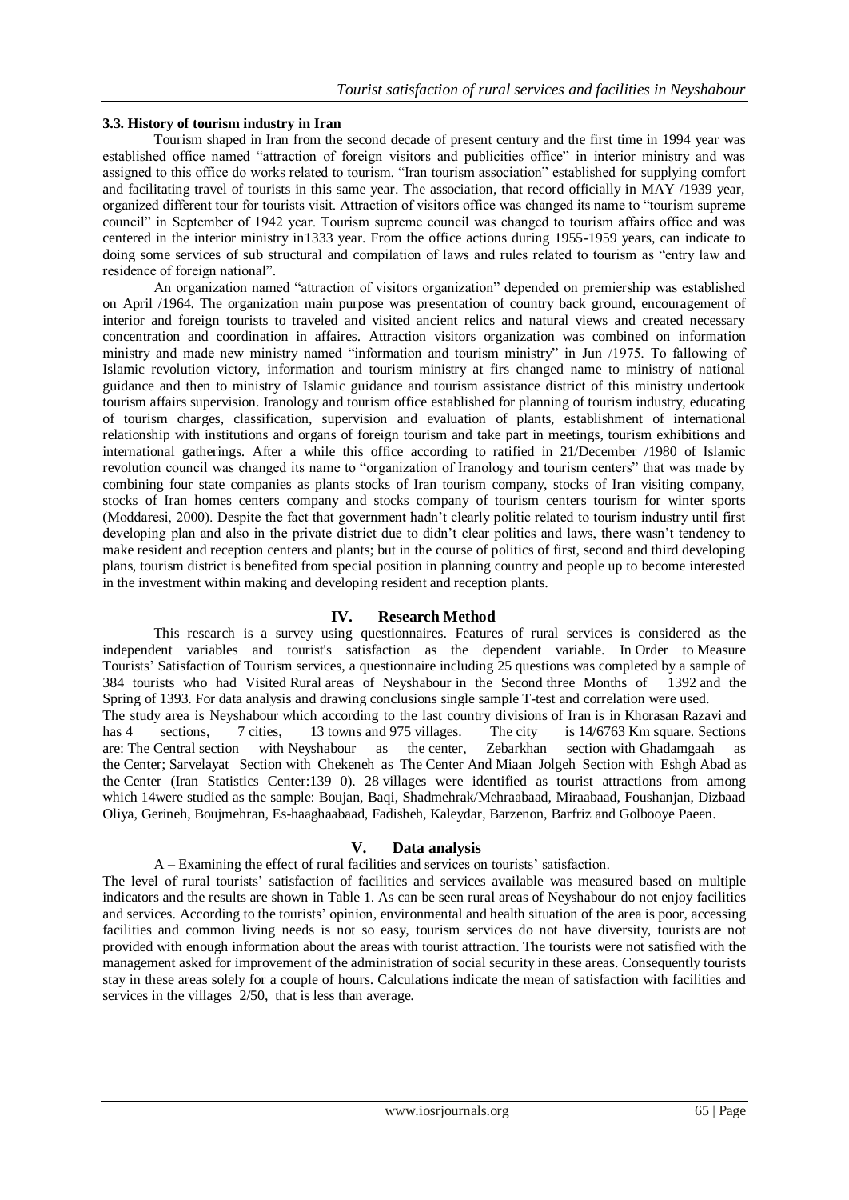### 3.3. History of tourism industry in Iran

Tourism shaped in Iran from the second decade of present century and the first time in 1994 year was established office named "attraction of foreign visitors and publicities office" in interior ministry and was assigned to this office do works related to tourism. "Iran tourism association" established for supplying comfort and facilitating travel of tourists in this same year. The association, that record officially in MAY /1939 year, organized different tour for tourists visit. Attraction of visitors office was changed its name to "tourism supreme council" in September of 1942 year. Tourism supreme council was changed to tourism affairs office and was centered in the interior ministry in1333 year. From the office actions during 1955-1959 years, can indicate to doing some services of sub structural and compilation of laws and rules related to tourism as "entry law and residence of foreign national".

An organization named "attraction of visitors organization" depended on premiership was established on April /1964. The organization main purpose was presentation of country back ground, encouragement of interior and foreign tourists to traveled and visited ancient relics and natural views and created necessary concentration and coordination in affaires. Attraction visitors organization was combined on information ministry and made new ministry named "information and tourism ministry" in Jun /1975. To fallowing of Islamic revolution victory, information and tourism ministry at firs changed name to ministry of national guidance and then to ministry of Islamic guidance and tourism assistance district of this ministry undertook tourism affairs supervision. Iranology and tourism office established for planning of tourism industry, educating of tourism charges, classification, supervision and evaluation of plants, establishment of international relationship with institutions and organs of foreign tourism and take part in meetings, tourism exhibitions and international gatherings. After a while this office according to ratified in 21/December /1980 of Islamic revolution council was changed its name to "organization of Iranology and tourism centers" that was made by combining four state companies as plants stocks of Iran tourism company, stocks of Iran visiting company, stocks of Iran homes centers company and stocks company of tourism centers tourism for winter sports (Moddaresi, 2000). Despite the fact that government hadn't clearly politic related to tourism industry until first developing plan and also in the private district due to didn't clear politics and laws, there wasn't tendency to make resident and reception centers and plants; but in the course of politics of first, second and third developing plans, tourism district is benefited from special position in planning country and people up to become interested in the investment within making and developing resident and reception plants.

## IV. Research Method

This research is a survey using questionnaires. Features of rural services is considered as the independent variables and tourist's satisfaction as the dependent variable. In Order to Measure Tourists' Satisfaction of Tourism services, a questionnaire including 25 questions was completed by a sample of 384 tourists who had Visited Rural areas of Neyshabour in the Second three Months of 1392 and the Spring of 1393. For data analysis and drawing conclusions single sample T-test and correlation were used.

The study area is Neyshabour which according to the last country divisions of Iran is in Khorasan Razavi and has 4 sections, 7 cities, 13 towns and 975 villages. The city is 14/6763 Km square. Sections are: The Central section with Neyshabour as the center, Zebarkhan section with Ghadamgaah as the Center; Sarvelayat Section with Chekeneh as The Center And Miaan Jolgeh Section with Eshgh Abad as the Center (Iran Statistics Center:139 0). 28 villages were identified as tourist attractions from among which 14were studied as the sample: Boujan, Baqi, Shadmehrak/Mehraabaad, Miraabaad, Foushanjan, Dizbaad Oliya, Gerineh, Boujmehran, Es-haaghaabaad, Fadisheh, Kaleydar, Barzenon, Barfriz and Golbooye Paeen.

## V. Data analysis

A – Examining the effect of rural facilities and services on tourists' satisfaction.

The level of rural tourists' satisfaction of facilities and services available was measured based on multiple indicators and the results are shown in Table 1. As can be seen rural areas of Neyshabour do not enjoy facilities and services. According to the tourists' opinion, environmental and health situation of the area is poor, accessing facilities and common living needs is not so easy, tourism services do not have diversity, tourists are not provided with enough information about the areas with tourist attraction. The tourists were not satisfied with the management asked for improvement of the administration of social security in these areas. Consequently tourists stay in these areas solely for a couple of hours. Calculations indicate the mean of satisfaction with facilities and services in the villages 2/50, that is less than average.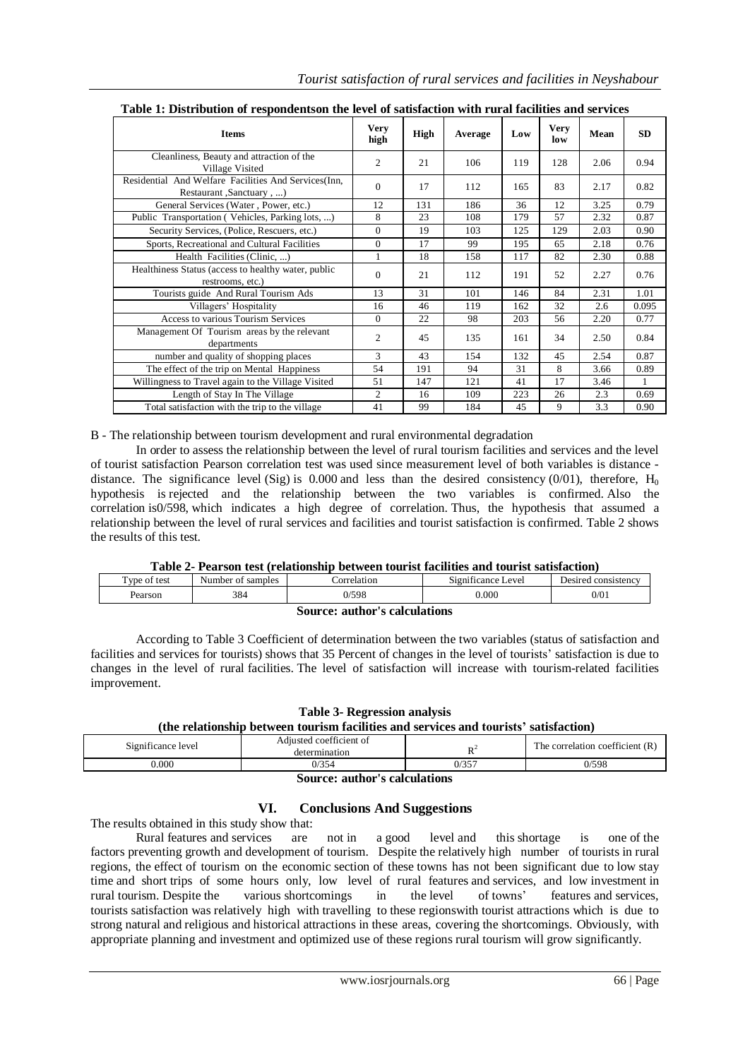**Table 1: Distribution of respondentson the level of satisfaction with rural facilities and services**

| Items | Very high | High | Average | Low | Very low | Mean | SD |
|---|---|---|---|---|---|---|---|
| Cleanliness, Beauty and attraction of the Village Visited | 2 | 21 | 106 | 119 | 128 | 2.06 | 0.94 |
| Residential And Welfare Facilities And Services(Inn, Restaurant ,Sanctuary , ...) | 0 | 17 | 112 | 165 | 83 | 2.17 | 0.82 |
| General Services (Water , Power, etc.) | 12 | 131 | 186 | 36 | 12 | 3.25 | 0.79 |
| Public Transportation ( Vehicles, Parking lots, ...) | 8 | 23 | 108 | 179 | 57 | 2.32 | 0.87 |
| Security Services, (Police, Rescuers, etc.) | 0 | 19 | 103 | 125 | 129 | 2.03 | 0.90 |
| Sports, Recreational and Cultural Facilities | 0 | 17 | 99 | 195 | 65 | 2.18 | 0.76 |
| Health Facilities (Clinic, ...) | 1 | 18 | 158 | 117 | 82 | 2.30 | 0.88 |
| Healthiness Status (access to healthy water, public restrooms, etc.) | 0 | 21 | 112 | 191 | 52 | 2.27 | 0.76 |
| Tourists guide And Rural Tourism Ads | 13 | 31 | 101 | 146 | 84 | 2.31 | 1.01 |
| Villagers' Hospitality | 16 | 46 | 119 | 162 | 32 | 2.6 | 0.095 |
| Access to various Tourism Services | 0 | 22 | 98 | 203 | 56 | 2.20 | 0.77 |
| Management Of Tourism areas by the relevant departments | 2 | 45 | 135 | 161 | 34 | 2.50 | 0.84 |
| number and quality of shopping places | 3 | 43 | 154 | 132 | 45 | 2.54 | 0.87 |
| The effect of the trip on Mental Happiness | 54 | 191 | 94 | 31 | 8 | 3.66 | 0.89 |
| Willingness to Travel again to the Village Visited | 51 | 147 | 121 | 41 | 17 | 3.46 | 1 |
| Length of Stay In The Village | 2 | 16 | 109 | 223 | 26 | 2.3 | 0.69 |
| Total satisfaction with the trip to the village | 41 | 99 | 184 | 45 | 9 | 3.3 | 0.90 |

B - The relationship between tourism development and rural environmental degradation

In order to assess the relationship between the level of rural tourism facilities and services and the level of tourist satisfaction Pearson correlation test was used since measurement level of both variables is distance - distance. The significance level (Sig) is 0.000 and less than the desired consistency (0/01), therefore, $H_0$ hypothesis is rejected and the relationship between the two variables is confirmed. Also the correlation is0/598, which indicates a high degree of correlation. Thus, the hypothesis that assumed a relationship between the level of rural services and facilities and tourist satisfaction is confirmed. Table 2 shows the results of this test.

**Table 2- Pearson test (relationship between tourist facilities and tourist satisfaction)**

| Type of test | Number of samples | Correlation | Significance Level | Desired consistency |
|---|---|---|---|---|
| Pearson | 384 | 0/598 | 0.000 | 0/01 |

**Source: author's calculations**

According to Table 3 Coefficient of determination between the two variables (status of satisfaction and facilities and services for tourists) shows that 35 Percent of changes in the level of tourists' satisfaction is due to changes in the level of rural facilities. The level of satisfaction will increase with tourism-related facilities improvement.

**Table 3- Regression analysis**
**(the relationship between tourism facilities and services and tourists' satisfaction)**

| Significance level | Adjusted coefficient of determination | $R^2$ | The correlation coefficient (R) |
|---|---|---|---|
| 0.000 | 0/354 | 0/357 | 0/598 |

**Source: author's calculations**

## VI. Conclusions And Suggestions

The results obtained in this study show that:

Rural features and services are not in a good level and this shortage is one of the factors preventing growth and development of tourism. Despite the relatively high number of tourists in rural regions, the effect of tourism on the economic section of these towns has not been significant due to low stay time and short trips of some hours only, low level of rural features and services, and low investment in rural tourism. Despite the various shortcomings in the level of towns' features and services, tourists satisfaction was relatively high with travelling to these regionswith tourist attractions which is due to strong natural and religious and historical attractions in these areas, covering the shortcomings. Obviously, with appropriate planning and investment and optimized use of these regions rural tourism will grow significantly.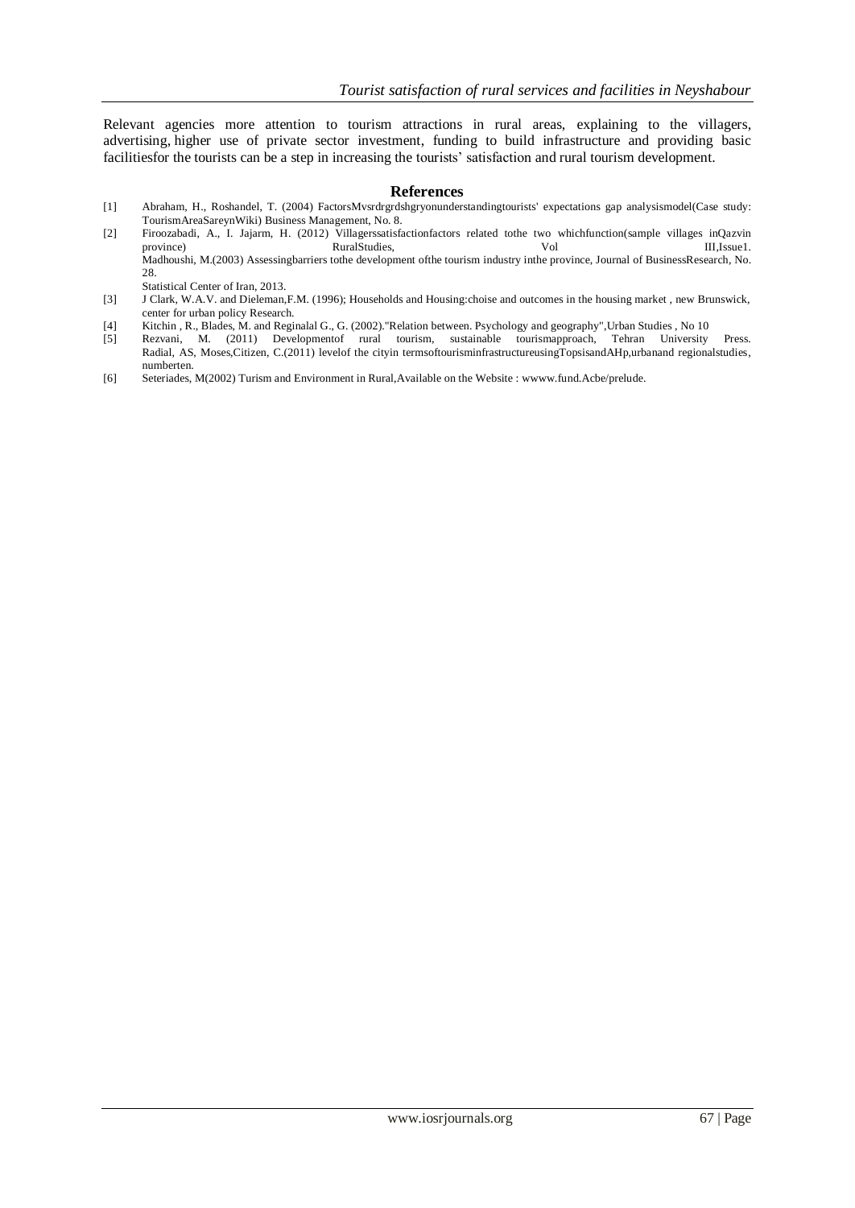Relevant agencies more attention to tourism attractions in rural areas, explaining to the villagers, advertising, higher use of private sector investment, funding to build infrastructure and providing basic facilitiesfor the tourists can be a step in increasing the tourists' satisfaction and rural tourism development.

## References

[1] Abraham, H., Roshandel, T. (2004) FactorsMvsrdrgrdshgryonunderstandingtourists' expectations gap analysismodel(Case study: TourismAreaSareynWiki) Business Management, No. 8.

[2] Firoozabadi, A., I. Jajarm, H. (2012) Villagerssatisfactionfactors related tothe two whichfunction(sample villages inQazvin province) RuralStudies, Vol III,Issue1.
Madhoushi, M.(2003) Assessingbarriers tothe development ofthe tourism industry inthe province, Journal of BusinessResearch, No. 28.
Statistical Center of Iran, 2013.

[3] J Clark, W.A.V. and Dieleman,F.M. (1996); Households and Housing:choise and outcomes in the housing market , new Brunswick, center for urban policy Research.

[4] Kitchin , R., Blades, M. and Reginalal G., G. (2002)."Relation between. Psychology and geography",Urban Studies , No 10

[5] Rezvani, M. (2011) Developmentof rural tourism, sustainable tourismapproach, Tehran University Press.
Radial, AS, Moses,Citizen, C.(2011) levelof the cityin termsoftourisminfrastructureusingTopsisandAHp,urbanand regionalstudies, numberten.

[6] Seteriades, M(2002) Turism and Environment in Rural,Available on the Website : wwww.fund.Acbe/prelude.